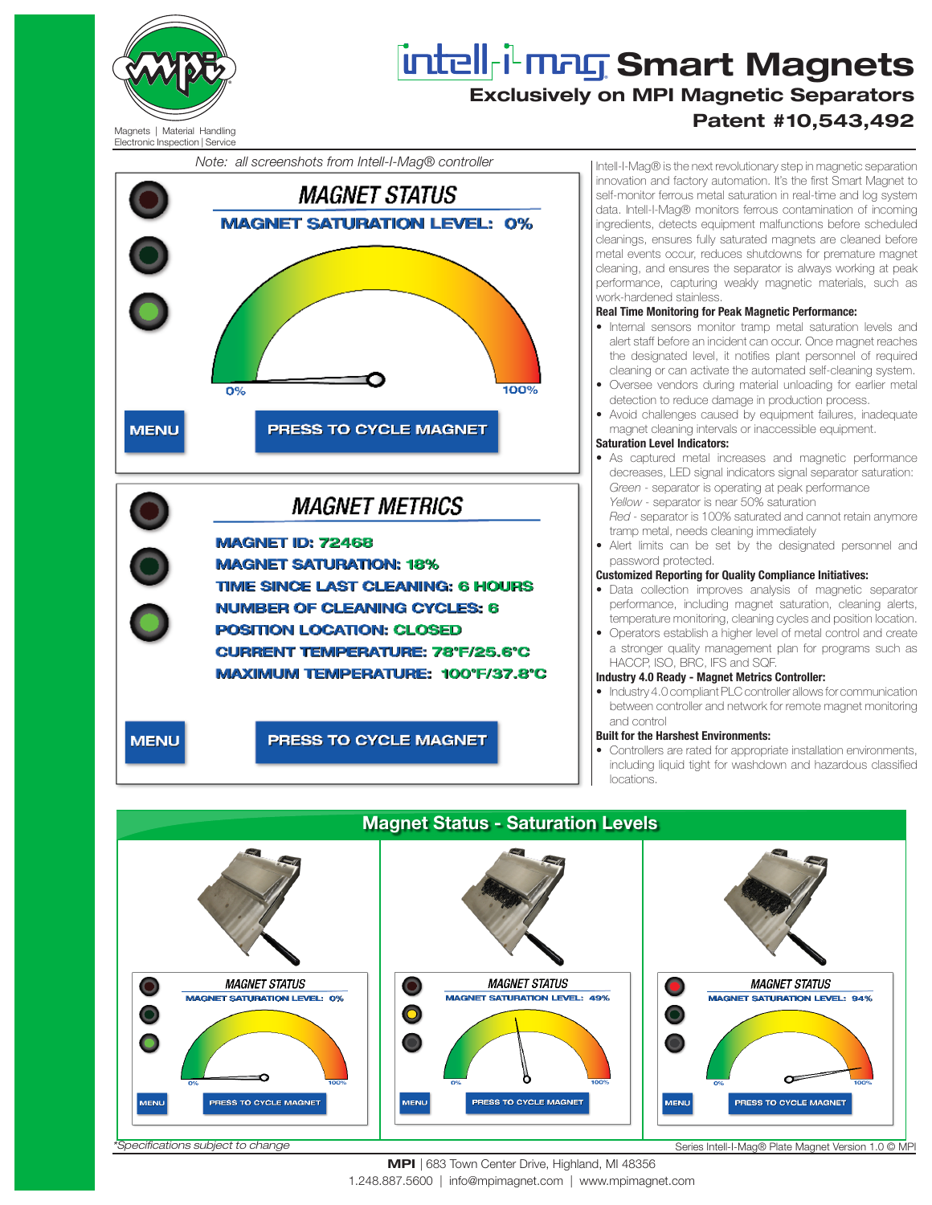# intell-i-mag Smart Magnets

## Exclusively on MPI Magnetic Separators

## Patent #10,543,492

Magnets | Material Handling
Electronic Inspection | Service

*Note: all screenshots from Intell-I-Mag® controller*

**MAGNET STATUS**

**MAGNET SATURATION LEVEL: 0%**

0% 100%

MENU PRESS TO CYCLE MAGNET

**MAGNET METRICS**

**MAGNET ID:** 72468
**MAGNET SATURATION:** 18%
**TIME SINCE LAST CLEANING:** 6 HOURS
**NUMBER OF CLEANING CYCLES:** 6
**POSITION LOCATION:** CLOSED
**CURRENT TEMPERATURE:** 78°F/25.6°C
**MAXIMUM TEMPERATURE:** 100°F/37.8°C

MENU PRESS TO CYCLE MAGNET

Intell-I-Mag® is the next revolutionary step in magnetic separation innovation and factory automation. It's the first Smart Magnet to self-monitor ferrous metal saturation in real-time and log system data. Intell-I-Mag® monitors ferrous contamination of incoming ingredients, detects equipment malfunctions before scheduled cleanings, ensures fully saturated magnets are cleaned before metal events occur, reduces shutdowns for premature magnet cleaning, and ensures the separator is always working at peak performance, capturing weakly magnetic materials, such as work-hardened stainless.

**Real Time Monitoring for Peak Magnetic Performance:**

- Internal sensors monitor tramp metal saturation levels and alert staff before an incident can occur. Once magnet reaches the designated level, it notifies plant personnel of required cleaning or can activate the automated self-cleaning system.
- Oversee vendors during material unloading for earlier metal detection to reduce damage in production process.
- Avoid challenges caused by equipment failures, inadequate magnet cleaning intervals or inaccessible equipment.

**Saturation Level Indicators:**

- As captured metal increases and magnetic performance decreases, LED signal indicators signal separator saturation:
  *Green* - separator is operating at peak performance
  *Yellow* - separator is near 50% saturation
  *Red* - separator is 100% saturated and cannot retain anymore tramp metal, needs cleaning immediately
- Alert limits can be set by the designated personnel and password protected.

**Customized Reporting for Quality Compliance Initiatives:**

- Data collection improves analysis of magnetic separator performance, including magnet saturation, cleaning alerts, temperature monitoring, cleaning cycles and position location.
- Operators establish a higher level of metal control and create a stronger quality management plan for programs such as HACCP, ISO, BRC, IFS and SQF.

**Industry 4.0 Ready - Magnet Metrics Controller:**

- Industry 4.0 compliant PLC controller allows for communication between controller and network for remote magnet monitoring and control

**Built for the Harshest Environments:**

- Controllers are rated for appropriate installation environments, including liquid tight for washdown and hazardous classified locations.

## Magnet Status - Saturation Levels

| MAGNET STATUS | MAGNET STATUS | MAGNET STATUS |
|---|---|---|
| MAGNET SATURATION LEVEL: 0% | MAGNET SATURATION LEVEL: 49% | MAGNET SATURATION LEVEL: 94% |

*Specifications subject to change

Series Intell-I-Mag® Plate Magnet Version 1.0 © MPI

**MPI** | 683 Town Center Drive, Highland, MI 48356
1.248.887.5600 | info@mpimagnet.com | www.mpimagnet.com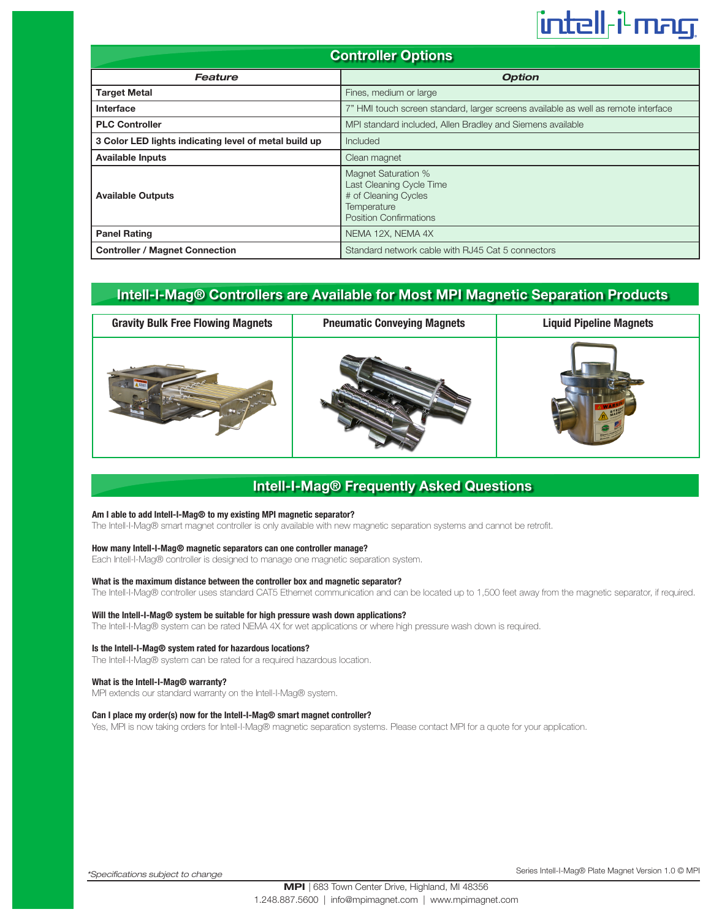## Controller Options

| *Feature* | *Option* |
| --- | --- |
| **Target Metal** | Fines, medium or large |
| **Interface** | 7" HMI touch screen standard, larger screens available as well as remote interface |
| **PLC Controller** | MPI standard included, Allen Bradley and Siemens available |
| **3 Color LED lights indicating level of metal build up** | Included |
| **Available Inputs** | Clean magnet |
| **Available Outputs** | Magnet Saturation %<br>Last Cleaning Cycle Time<br># of Cleaning Cycles<br>Temperature<br>Position Confirmations |
| **Panel Rating** | NEMA 12X, NEMA 4X |
| **Controller / Magnet Connection** | Standard network cable with RJ45 Cat 5 connectors |

## Intell-I-Mag® Controllers are Available for Most MPI Magnetic Separation Products

| Gravity Bulk Free Flowing Magnets | Pneumatic Conveying Magnets | Liquid Pipeline Magnets |
| --- | --- | --- |

## Intell-I-Mag® Frequently Asked Questions

**Am I able to add Intell-I-Mag® to my existing MPI magnetic separator?**
The Intell-I-Mag® smart magnet controller is only available with new magnetic separation systems and cannot be retrofit.

**How many Intell-I-Mag® magnetic separators can one controller manage?**
Each Intell-I-Mag® controller is designed to manage one magnetic separation system.

**What is the maximum distance between the controller box and magnetic separator?**
The Intell-I-Mag® controller uses standard CAT5 Ethernet communication and can be located up to 1,500 feet away from the magnetic separator, if required.

**Will the Intell-I-Mag® system be suitable for high pressure wash down applications?**
The Intell-I-Mag® system can be rated NEMA 4X for wet applications or where high pressure wash down is required.

**Is the Intell-I-Mag® system rated for hazardous locations?**
The Intell-I-Mag® system can be rated for a required hazardous location.

**What is the Intell-I-Mag® warranty?**
MPI extends our standard warranty on the Intell-I-Mag® system.

**Can I place my order(s) now for the Intell-I-Mag® smart magnet controller?**
Yes, MPI is now taking orders for Intell-I-Mag® magnetic separation systems. Please contact MPI for a quote for your application.

*\*Specifications subject to change*

Series Intell-I-Mag® Plate Magnet Version 1.0 © MPI

**MPI** | 683 Town Center Drive, Highland, MI 48356
1.248.887.5600 | info@mpimagnet.com | www.mpimagnet.com